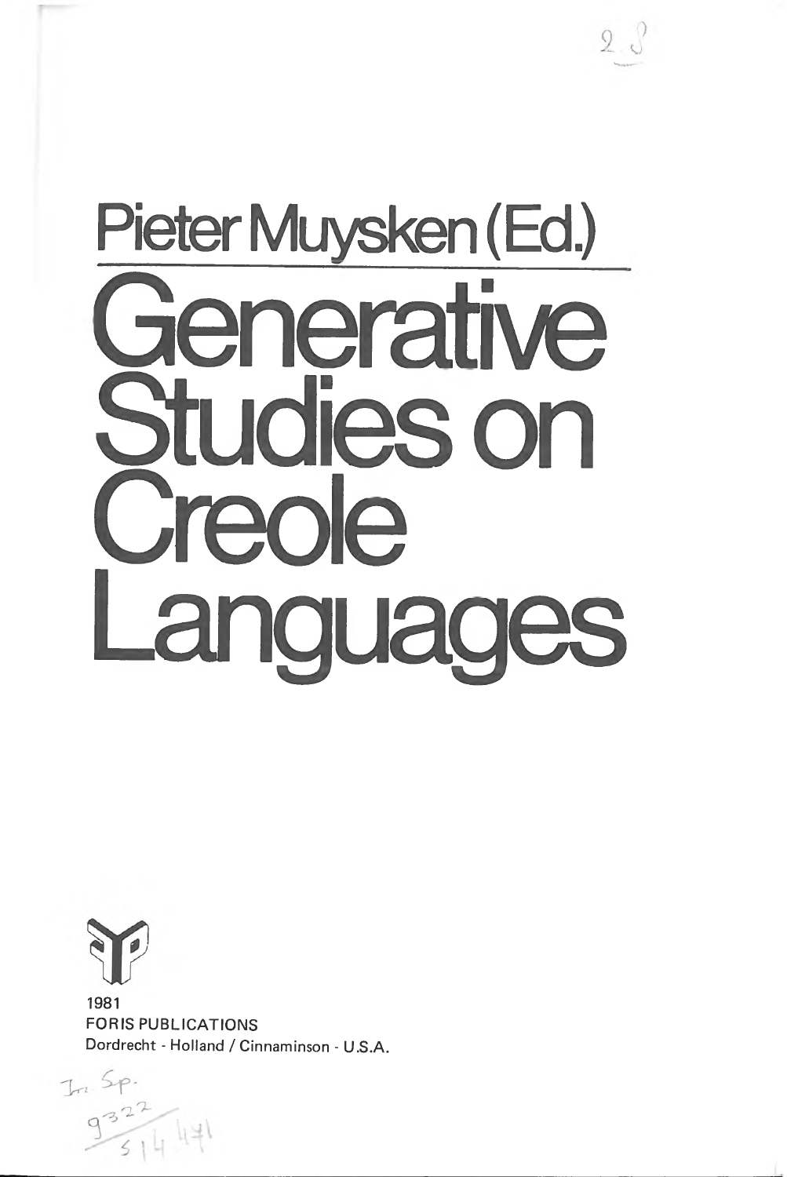Pieter Muysken (Ed.)

# Generative Studies on Creole Languages

1981

FORIS PUBLICATIONS

Dordrecht - Holland / Cinnaminson - U.S.A.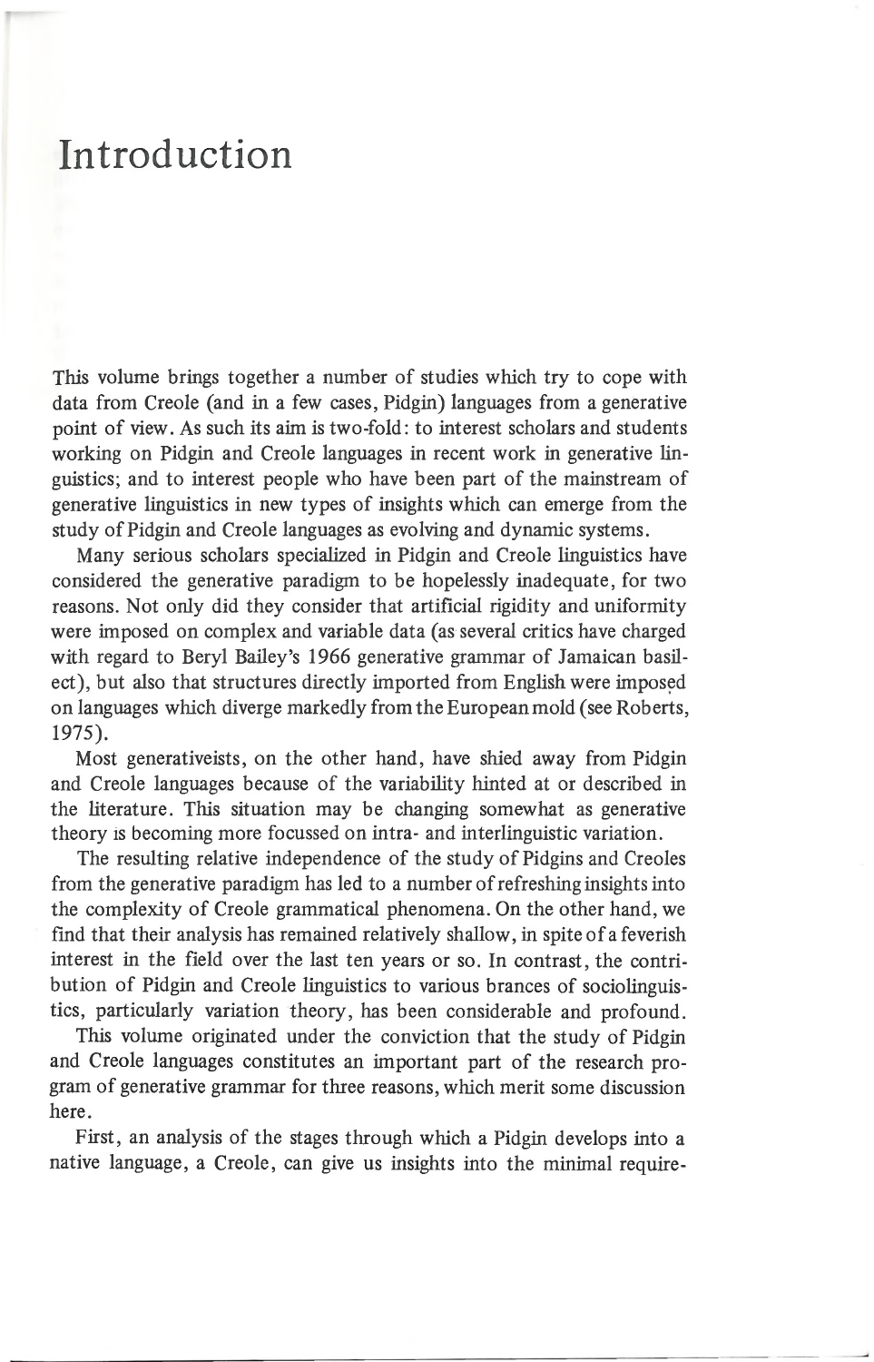# Introduction

This volume brings together a number of studies which try to cope with data from Creole (and in a few cases, Pidgin) languages from a generative point of view. As such its aim is two-fold: to interest scholars and students working on Pidgin and Creole languages in recent work in generative linguistics; and to interest people who have been part of the mainstream of generative linguistics in new types of insights which can emerge from the study of Pidgin and Creole languages as evolving and dynamic systems.

Many serious scholars specialized in Pidgin and Creole linguistics have considered the generative paradigm to be hopelessly inadequate, for two reasons. Not only did they consider that artificial rigidity and uniformity were imposed on complex and variable data (as several critics have charged with regard to Beryl Bailey's 1966 generative grammar of Jamaican basilect), but also that structures directly imported from English were imposed on languages which diverge markedly from the European mold (see Roberts, 1975).

Most generativeists, on the other hand, have shied away from Pidgin and Creole languages because of the variability hinted at or described in the literature. This situation may be changing somewhat as generative theory is becoming more focussed on intra- and interlinguistic variation.

The resulting relative independence of the study of Pidgins and Creoles from the generative paradigm has led to a number of refreshing insights into the complexity of Creole grammatical phenomena. On the other hand, we find that their analysis has remained relatively shallow, in spite of a feverish interest in the field over the last ten years or so. In contrast, the contribution of Pidgin and Creole linguistics to various brances of sociolinguistics, particularly variation theory, has been considerable and profound.

This volume originated under the conviction that the study of Pidgin and Creole languages constitutes an important part of the research program of generative grammar for three reasons, which merit some discussion here.

First, an analysis of the stages through which a Pidgin develops into a native language, a Creole, can give us insights into the minimal require-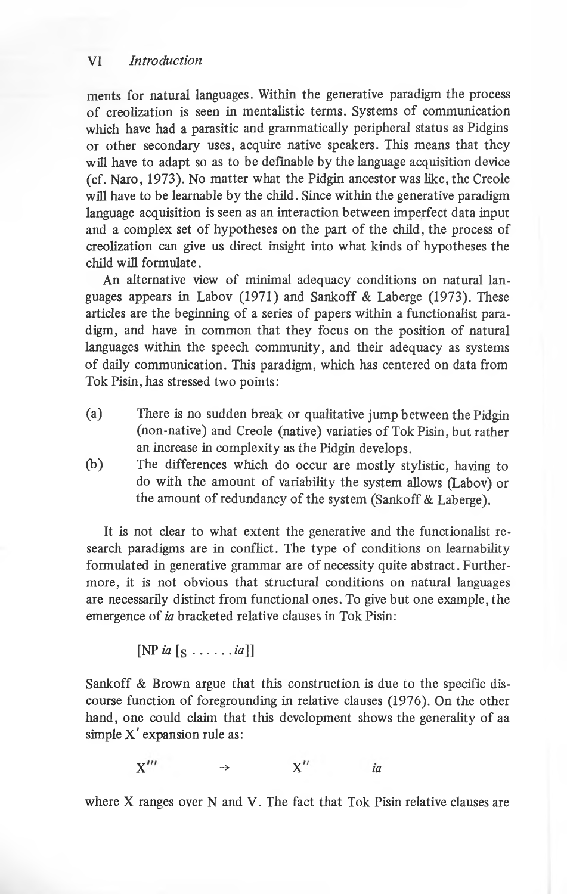ments for natural languages. Within the generative paradigm the process of creolization is seen in mentalistic terms. Systems of communication which have had a parasitic and grammatically peripheral status as Pidgins or other secondary uses, acquire native speakers. This means that they will have to adapt so as to be definable by the language acquisition device (cf. Naro, 1973). No matter what the Pidgin ancestor was like, the Creole will have to be learnable by the child. Since within the generative paradigm language acquisition is seen as an interaction between imperfect data input and a complex set of hypotheses on the part of the child, the process of creolization can give us direct insight into what kinds of hypotheses the child will formulate.

An alternative view of minimal adequacy conditions on natural languages appears in Labov (1971) and Sankoff & Laberge (1973). These articles are the beginning of a series of papers within a functionalist paradigm, and have in common that they focus on the position of natural languages within the speech community, and their adequacy as systems of daily communication. This paradigm, which has centered on data from Tok Pisin, has stressed two points:

(a) There is no sudden break or qualitative jump between the Pidgin (non-native) and Creole (native) variaties of Tok Pisin, but rather an increase in complexity as the Pidgin develops.

(b) The differences which do occur are mostly stylistic, having to do with the amount of variability the system allows (Labov) or the amount of redundancy of the system (Sankoff & Laberge).

It is not clear to what extent the generative and the functionalist research paradigms are in conflict. The type of conditions on learnability formulated in generative grammar are of necessity quite abstract. Furthermore, it is not obvious that structural conditions on natural languages are necessarily distinct from functional ones. To give but one example, the emergence of *ia* bracketed relative clauses in Tok Pisin:

$$[\text{NP } \textit{ia} \ [_{S} \ \ldots\ldots \textit{ia}]]$$

Sankoff & Brown argue that this construction is due to the specific discourse function of foregrounding in relative clauses (1976). On the other hand, one could claim that this development shows the generality of aa simple X′ expansion rule as:

$$X''' \quad \rightarrow \quad X'' \quad \textit{ia}$$

where X ranges over N and V. The fact that Tok Pisin relative clauses are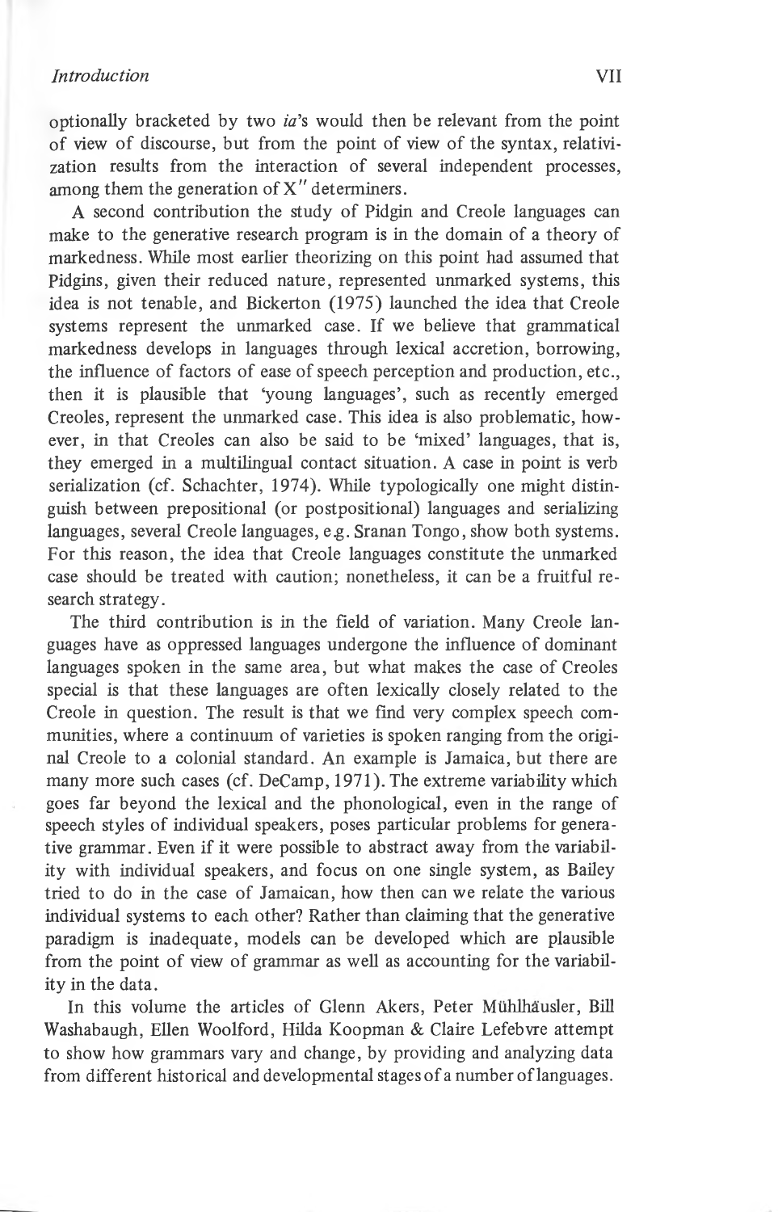optionally bracketed by two *ia*'s would then be relevant from the point of view of discourse, but from the point of view of the syntax, relativization results from the interaction of several independent processes, among them the generation of X″ determiners.

A second contribution the study of Pidgin and Creole languages can make to the generative research program is in the domain of a theory of markedness. While most earlier theorizing on this point had assumed that Pidgins, given their reduced nature, represented unmarked systems, this idea is not tenable, and Bickerton (1975) launched the idea that Creole systems represent the unmarked case. If we believe that grammatical markedness develops in languages through lexical accretion, borrowing, the influence of factors of ease of speech perception and production, etc., then it is plausible that 'young languages', such as recently emerged Creoles, represent the unmarked case. This idea is also problematic, however, in that Creoles can also be said to be 'mixed' languages, that is, they emerged in a multilingual contact situation. A case in point is verb serialization (cf. Schachter, 1974). While typologically one might distinguish between prepositional (or postpositional) languages and serializing languages, several Creole languages, e.g. Sranan Tongo, show both systems. For this reason, the idea that Creole languages constitute the unmarked case should be treated with caution; nonetheless, it can be a fruitful research strategy.

The third contribution is in the field of variation. Many Creole languages have as oppressed languages undergone the influence of dominant languages spoken in the same area, but what makes the case of Creoles special is that these languages are often lexically closely related to the Creole in question. The result is that we find very complex speech communities, where a continuum of varieties is spoken ranging from the original Creole to a colonial standard. An example is Jamaica, but there are many more such cases (cf. DeCamp, 1971). The extreme variability which goes far beyond the lexical and the phonological, even in the range of speech styles of individual speakers, poses particular problems for generative grammar. Even if it were possible to abstract away from the variability with individual speakers, and focus on one single system, as Bailey tried to do in the case of Jamaican, how then can we relate the various individual systems to each other? Rather than claiming that the generative paradigm is inadequate, models can be developed which are plausible from the point of view of grammar as well as accounting for the variability in the data.

In this volume the articles of Glenn Akers, Peter Mühlhäusler, Bill Washabaugh, Ellen Woolford, Hilda Koopman & Claire Lefebvre attempt to show how grammars vary and change, by providing and analyzing data from different historical and developmental stages of a number of languages.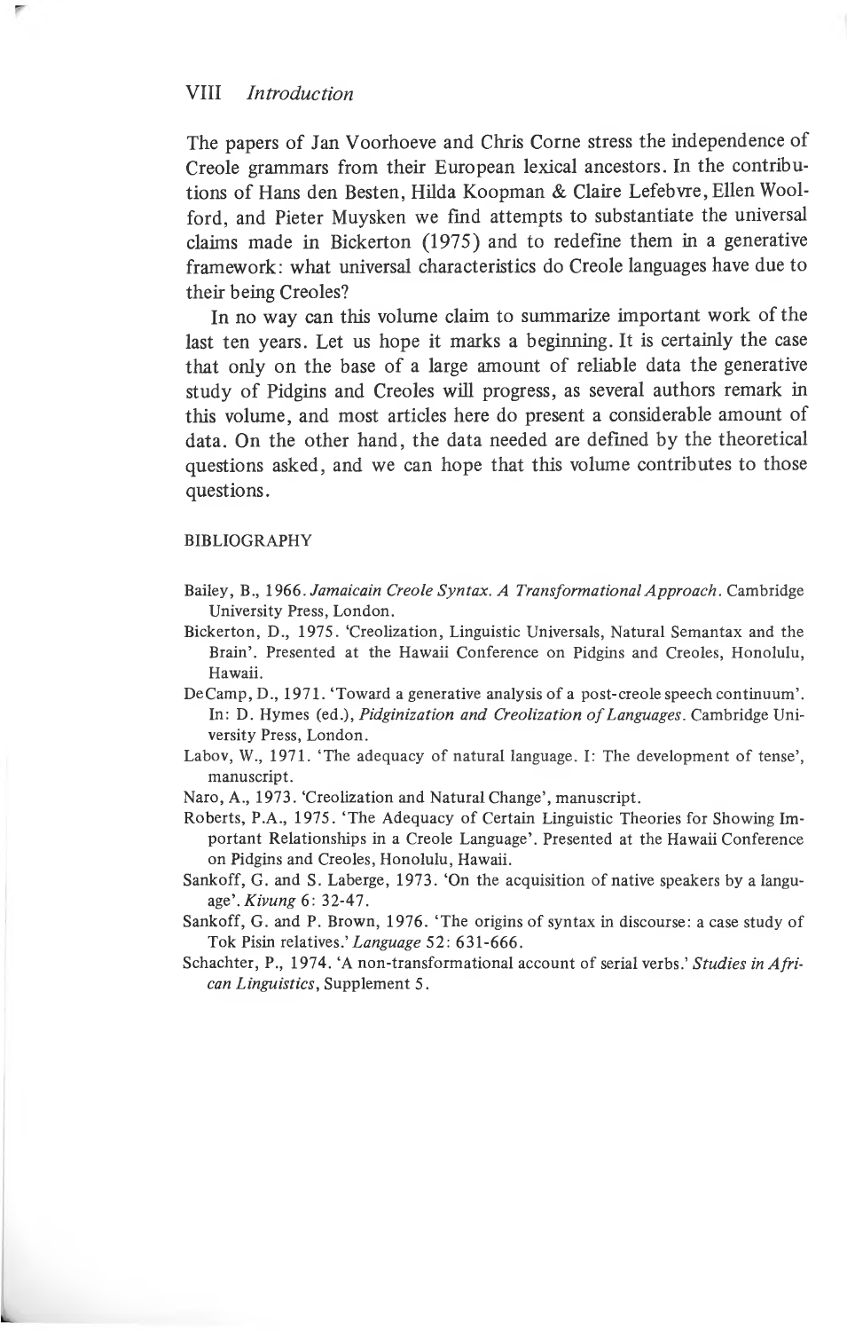The papers of Jan Voorhoeve and Chris Corne stress the independence of Creole grammars from their European lexical ancestors. In the contributions of Hans den Besten, Hilda Koopman & Claire Lefebvre, Ellen Woolford, and Pieter Muysken we find attempts to substantiate the universal claims made in Bickerton (1975) and to redefine them in a generative framework: what universal characteristics do Creole languages have due to their being Creoles?

In no way can this volume claim to summarize important work of the last ten years. Let us hope it marks a beginning. It is certainly the case that only on the base of a large amount of reliable data the generative study of Pidgins and Creoles will progress, as several authors remark in this volume, and most articles here do present a considerable amount of data. On the other hand, the data needed are defined by the theoretical questions asked, and we can hope that this volume contributes to those questions.

## BIBLIOGRAPHY

Bailey, B., 1966. *Jamaicain Creole Syntax. A Transformational Approach*. Cambridge University Press, London.

Bickerton, D., 1975. 'Creolization, Linguistic Universals, Natural Semantax and the Brain'. Presented at the Hawaii Conference on Pidgins and Creoles, Honolulu, Hawaii.

DeCamp, D., 1971. 'Toward a generative analysis of a post-creole speech continuum'. In: D. Hymes (ed.), *Pidginization and Creolization of Languages*. Cambridge University Press, London.

Labov, W., 1971. 'The adequacy of natural language. I: The development of tense', manuscript.

Naro, A., 1973. 'Creolization and Natural Change', manuscript.

Roberts, P.A., 1975. 'The Adequacy of Certain Linguistic Theories for Showing Important Relationships in a Creole Language'. Presented at the Hawaii Conference on Pidgins and Creoles, Honolulu, Hawaii.

Sankoff, G. and S. Laberge, 1973. 'On the acquisition of native speakers by a language'. *Kivung* 6: 32-47.

Sankoff, G. and P. Brown, 1976. 'The origins of syntax in discourse: a case study of Tok Pisin relatives.' *Language* 52: 631-666.

Schachter, P., 1974. 'A non-transformational account of serial verbs.' *Studies in African Linguistics*, Supplement 5.